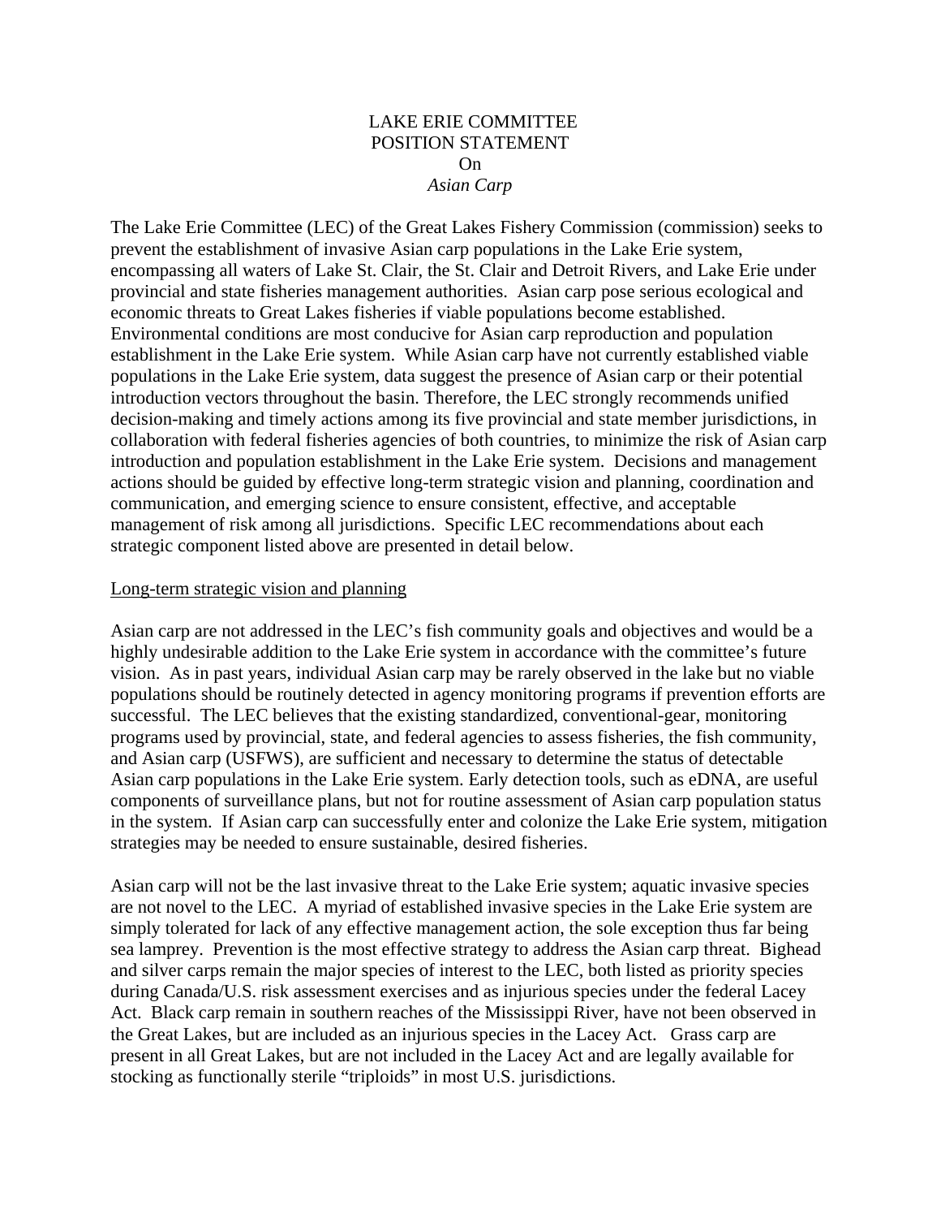# LAKE ERIE COMMITTEE POSITION STATEMENT On *Asian Carp*

The Lake Erie Committee (LEC) of the Great Lakes Fishery Commission (commission) seeks to prevent the establishment of invasive Asian carp populations in the Lake Erie system, encompassing all waters of Lake St. Clair, the St. Clair and Detroit Rivers, and Lake Erie under provincial and state fisheries management authorities. Asian carp pose serious ecological and economic threats to Great Lakes fisheries if viable populations become established. Environmental conditions are most conducive for Asian carp reproduction and population establishment in the Lake Erie system. While Asian carp have not currently established viable populations in the Lake Erie system, data suggest the presence of Asian carp or their potential introduction vectors throughout the basin. Therefore, the LEC strongly recommends unified decision-making and timely actions among its five provincial and state member jurisdictions, in collaboration with federal fisheries agencies of both countries, to minimize the risk of Asian carp introduction and population establishment in the Lake Erie system. Decisions and management actions should be guided by effective long-term strategic vision and planning, coordination and communication, and emerging science to ensure consistent, effective, and acceptable management of risk among all jurisdictions. Specific LEC recommendations about each strategic component listed above are presented in detail below.

## Long-term strategic vision and planning

Asian carp are not addressed in the LEC's fish community goals and objectives and would be a highly undesirable addition to the Lake Erie system in accordance with the committee's future vision. As in past years, individual Asian carp may be rarely observed in the lake but no viable populations should be routinely detected in agency monitoring programs if prevention efforts are successful. The LEC believes that the existing standardized, conventional-gear, monitoring programs used by provincial, state, and federal agencies to assess fisheries, the fish community, and Asian carp (USFWS), are sufficient and necessary to determine the status of detectable Asian carp populations in the Lake Erie system. Early detection tools, such as eDNA, are useful components of surveillance plans, but not for routine assessment of Asian carp population status in the system. If Asian carp can successfully enter and colonize the Lake Erie system, mitigation strategies may be needed to ensure sustainable, desired fisheries.

Asian carp will not be the last invasive threat to the Lake Erie system; aquatic invasive species are not novel to the LEC. A myriad of established invasive species in the Lake Erie system are simply tolerated for lack of any effective management action, the sole exception thus far being sea lamprey. Prevention is the most effective strategy to address the Asian carp threat. Bighead and silver carps remain the major species of interest to the LEC, both listed as priority species during Canada/U.S. risk assessment exercises and as injurious species under the federal Lacey Act. Black carp remain in southern reaches of the Mississippi River, have not been observed in the Great Lakes, but are included as an injurious species in the Lacey Act. Grass carp are present in all Great Lakes, but are not included in the Lacey Act and are legally available for stocking as functionally sterile "triploids" in most U.S. jurisdictions.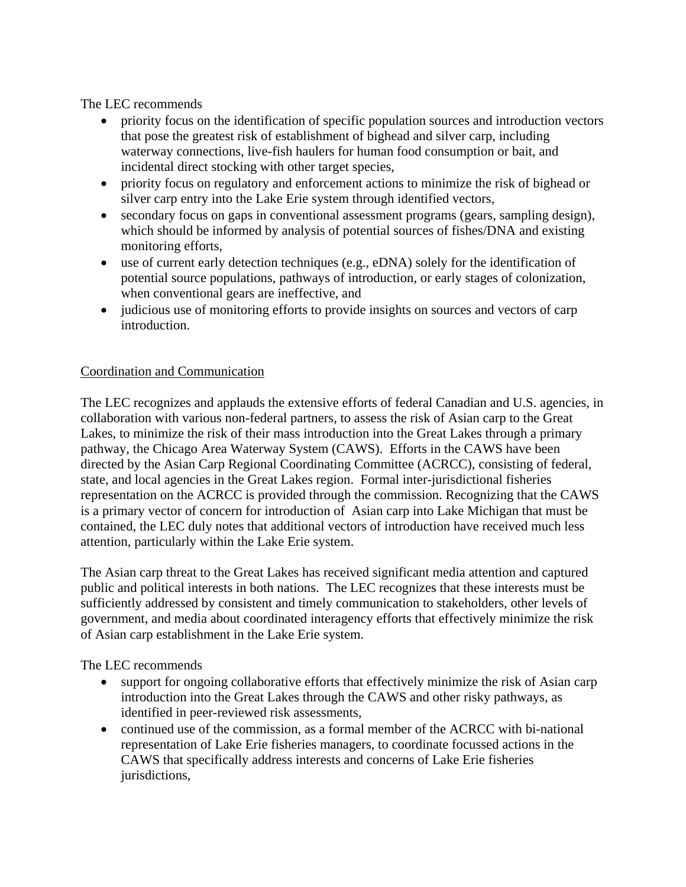The LEC recommends

- priority focus on the identification of specific population sources and introduction vectors that pose the greatest risk of establishment of bighead and silver carp, including waterway connections, live-fish haulers for human food consumption or bait, and incidental direct stocking with other target species,
- priority focus on regulatory and enforcement actions to minimize the risk of bighead or silver carp entry into the Lake Erie system through identified vectors,
- secondary focus on gaps in conventional assessment programs (gears, sampling design), which should be informed by analysis of potential sources of fishes/DNA and existing monitoring efforts,
- use of current early detection techniques (e.g., eDNA) solely for the identification of potential source populations, pathways of introduction, or early stages of colonization, when conventional gears are ineffective, and
- judicious use of monitoring efforts to provide insights on sources and vectors of carp introduction.

Coordination and Communication

The LEC recognizes and applauds the extensive efforts of federal Canadian and U.S. agencies, in collaboration with various non-federal partners, to assess the risk of Asian carp to the Great Lakes, to minimize the risk of their mass introduction into the Great Lakes through a primary pathway, the Chicago Area Waterway System (CAWS). Efforts in the CAWS have been directed by the Asian Carp Regional Coordinating Committee (ACRCC), consisting of federal, state, and local agencies in the Great Lakes region. Formal inter-jurisdictional fisheries representation on the ACRCC is provided through the commission. Recognizing that the CAWS is a primary vector of concern for introduction of Asian carp into Lake Michigan that must be contained, the LEC duly notes that additional vectors of introduction have received much less attention, particularly within the Lake Erie system.

The Asian carp threat to the Great Lakes has received significant media attention and captured public and political interests in both nations. The LEC recognizes that these interests must be sufficiently addressed by consistent and timely communication to stakeholders, other levels of government, and media about coordinated interagency efforts that effectively minimize the risk of Asian carp establishment in the Lake Erie system.

The LEC recommends

- support for ongoing collaborative efforts that effectively minimize the risk of Asian carp introduction into the Great Lakes through the CAWS and other risky pathways, as identified in peer-reviewed risk assessments,
- continued use of the commission, as a formal member of the ACRCC with bi-national representation of Lake Erie fisheries managers, to coordinate focussed actions in the CAWS that specifically address interests and concerns of Lake Erie fisheries jurisdictions,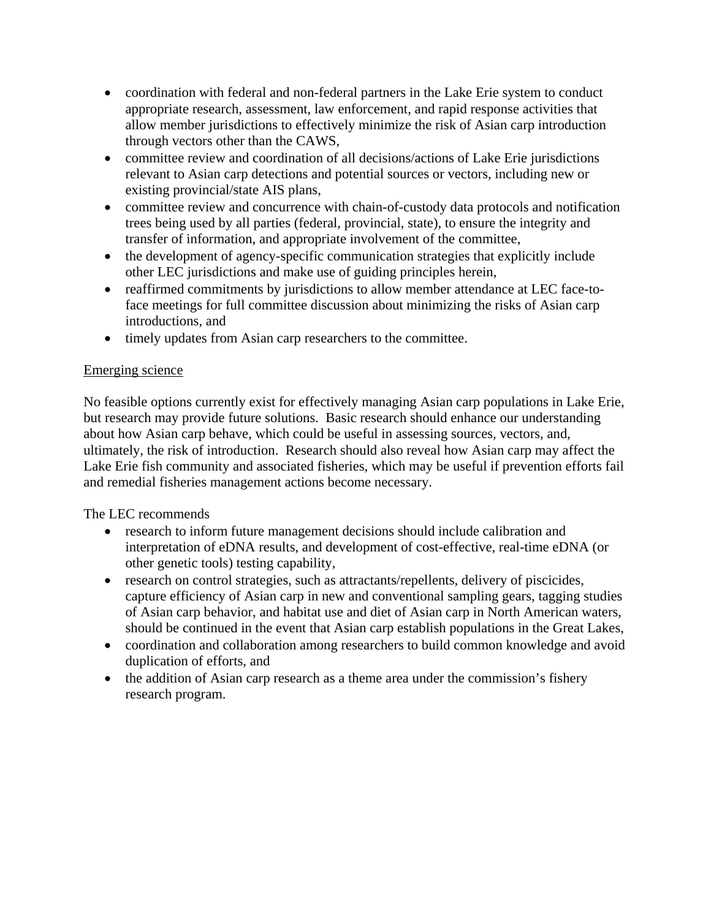- coordination with federal and non-federal partners in the Lake Erie system to conduct appropriate research, assessment, law enforcement, and rapid response activities that allow member jurisdictions to effectively minimize the risk of Asian carp introduction through vectors other than the CAWS,
- committee review and coordination of all decisions/actions of Lake Erie jurisdictions relevant to Asian carp detections and potential sources or vectors, including new or existing provincial/state AIS plans,
- committee review and concurrence with chain-of-custody data protocols and notification trees being used by all parties (federal, provincial, state), to ensure the integrity and transfer of information, and appropriate involvement of the committee,
- the development of agency-specific communication strategies that explicitly include other LEC jurisdictions and make use of guiding principles herein,
- reaffirmed commitments by jurisdictions to allow member attendance at LEC face-to-face meetings for full committee discussion about minimizing the risks of Asian carp introductions, and
- timely updates from Asian carp researchers to the committee.

<u>Emerging science</u>

No feasible options currently exist for effectively managing Asian carp populations in Lake Erie, but research may provide future solutions. Basic research should enhance our understanding about how Asian carp behave, which could be useful in assessing sources, vectors, and, ultimately, the risk of introduction. Research should also reveal how Asian carp may affect the Lake Erie fish community and associated fisheries, which may be useful if prevention efforts fail and remedial fisheries management actions become necessary.

The LEC recommends

- research to inform future management decisions should include calibration and interpretation of eDNA results, and development of cost-effective, real-time eDNA (or other genetic tools) testing capability,
- research on control strategies, such as attractants/repellents, delivery of piscicides, capture efficiency of Asian carp in new and conventional sampling gears, tagging studies of Asian carp behavior, and habitat use and diet of Asian carp in North American waters, should be continued in the event that Asian carp establish populations in the Great Lakes,
- coordination and collaboration among researchers to build common knowledge and avoid duplication of efforts, and
- the addition of Asian carp research as a theme area under the commission's fishery research program.